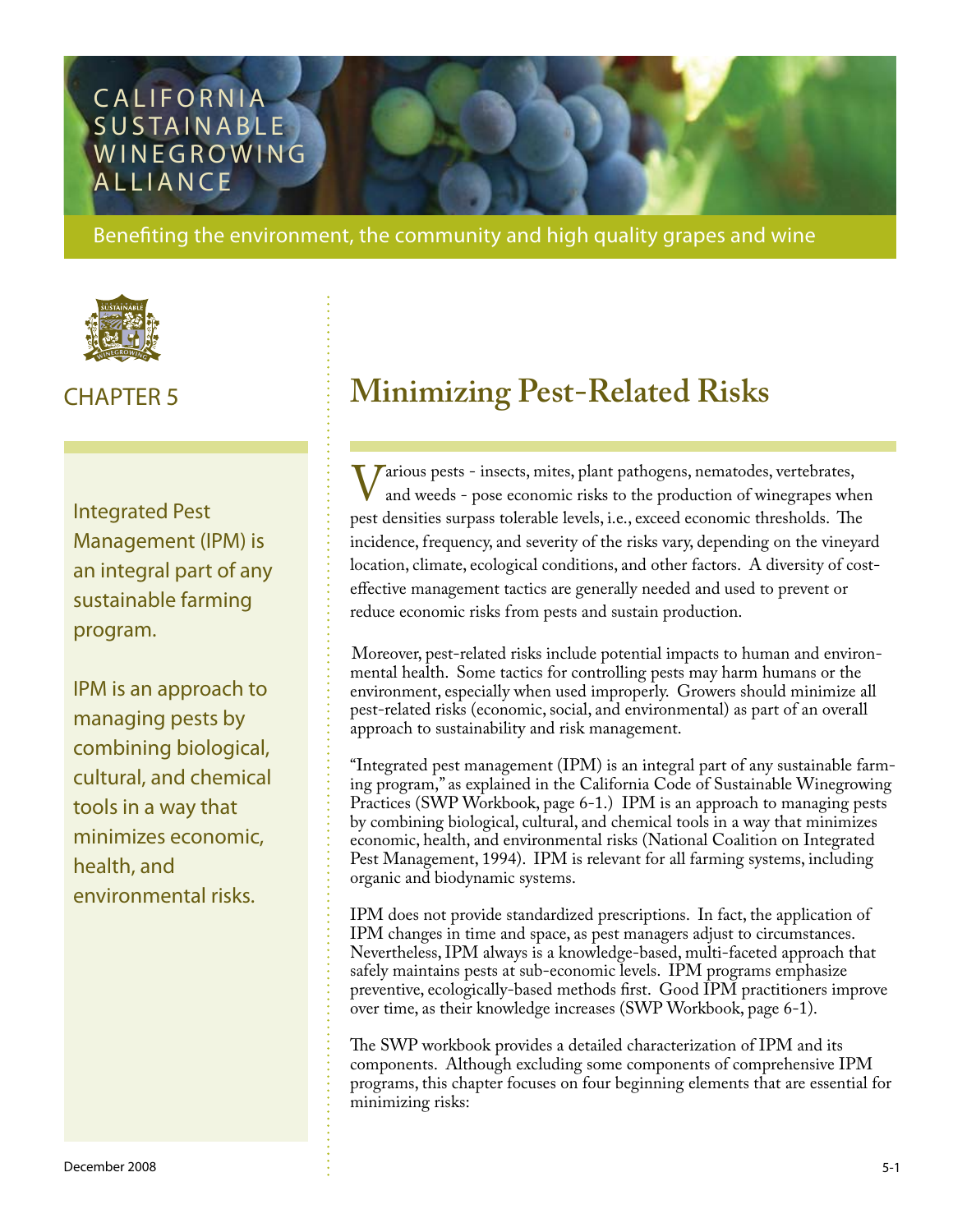# CALIFORNIA SUSTAINABLE WINEGROWING ALLIANCE

Benefiting the environment, the community and high quality grapes and wine

## CHAPTER 5

# Minimizing Pest-Related Risks

Integrated Pest Management (IPM) is an integral part of any sustainable farming program.

IPM is an approach to managing pests by combining biological, cultural, and chemical tools in a way that minimizes economic, health, and environmental risks.

Various pests - insects, mites, plant pathogens, nematodes, vertebrates, and weeds - pose economic risks to the production of winegrapes when pest densities surpass tolerable levels, i.e., exceed economic thresholds. The incidence, frequency, and severity of the risks vary, depending on the vineyard location, climate, ecological conditions, and other factors. A diversity of cost-effective management tactics are generally needed and used to prevent or reduce economic risks from pests and sustain production.

Moreover, pest-related risks include potential impacts to human and environmental health. Some tactics for controlling pests may harm humans or the environment, especially when used improperly. Growers should minimize all pest-related risks (economic, social, and environmental) as part of an overall approach to sustainability and risk management.

"Integrated pest management (IPM) is an integral part of any sustainable farming program," as explained in the California Code of Sustainable Winegrowing Practices (SWP Workbook, page 6-1.) IPM is an approach to managing pests by combining biological, cultural, and chemical tools in a way that minimizes economic, health, and environmental risks (National Coalition on Integrated Pest Management, 1994). IPM is relevant for all farming systems, including organic and biodynamic systems.

IPM does not provide standardized prescriptions. In fact, the application of IPM changes in time and space, as pest managers adjust to circumstances. Nevertheless, IPM always is a knowledge-based, multi-faceted approach that safely maintains pests at sub-economic levels. IPM programs emphasize preventive, ecologically-based methods first. Good IPM practitioners improve over time, as their knowledge increases (SWP Workbook, page 6-1).

The SWP workbook provides a detailed characterization of IPM and its components. Although excluding some components of comprehensive IPM programs, this chapter focuses on four beginning elements that are essential for minimizing risks:

December 2008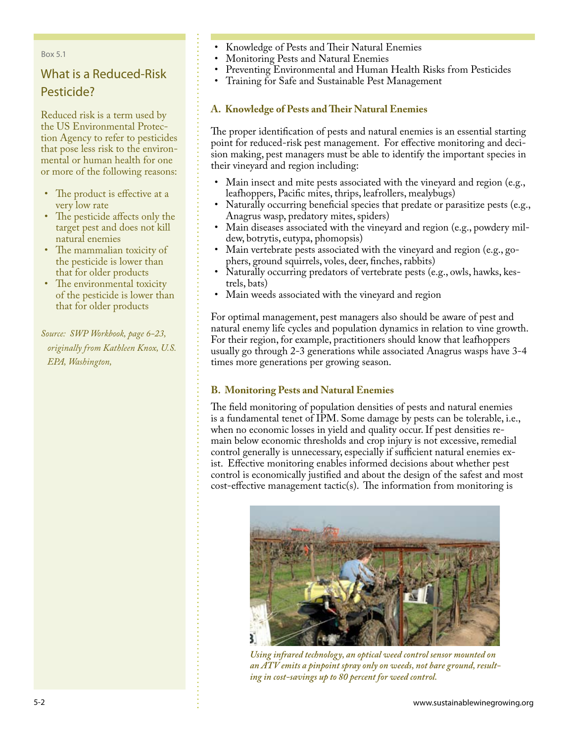Box 5.1

### What is a Reduced-Risk Pesticide?

Reduced risk is a term used by the US Environmental Protection Agency to refer to pesticides that pose less risk to the environmental or human health for one or more of the following reasons:

- The product is effective at a very low rate
- The pesticide affects only the target pest and does not kill natural enemies
- The mammalian toxicity of the pesticide is lower than that for older products
- The environmental toxicity of the pesticide is lower than that for older products

*Source: SWP Workbook, page 6-23, originally from Kathleen Knox, U.S. EPA, Washington,*

- Knowledge of Pests and Their Natural Enemies
- Monitoring Pests and Natural Enemies
- Preventing Environmental and Human Health Risks from Pesticides
- Training for Safe and Sustainable Pest Management

## A. Knowledge of Pests and Their Natural Enemies

The proper identification of pests and natural enemies is an essential starting point for reduced-risk pest management. For effective monitoring and decision making, pest managers must be able to identify the important species in their vineyard and region including:

- Main insect and mite pests associated with the vineyard and region (e.g., leafhoppers, Pacific mites, thrips, leafrollers, mealybugs)
- Naturally occurring beneficial species that predate or parasitize pests (e.g., Anagrus wasp, predatory mites, spiders)
- Main diseases associated with the vineyard and region (e.g., powdery mildew, botrytis, eutypa, phomopsis)
- Main vertebrate pests associated with the vineyard and region (e.g., gophers, ground squirrels, voles, deer, finches, rabbits)
- Naturally occurring predators of vertebrate pests (e.g., owls, hawks, kestrels, bats)
- Main weeds associated with the vineyard and region

For optimal management, pest managers also should be aware of pest and natural enemy life cycles and population dynamics in relation to vine growth. For their region, for example, practitioners should know that leafhoppers usually go through 2-3 generations while associated Anagrus wasps have 3-4 times more generations per growing season.

## B. Monitoring Pests and Natural Enemies

The field monitoring of population densities of pests and natural enemies is a fundamental tenet of IPM. Some damage by pests can be tolerable, i.e., when no economic losses in yield and quality occur. If pest densities remain below economic thresholds and crop injury is not excessive, remedial control generally is unnecessary, especially if sufficient natural enemies exist. Effective monitoring enables informed decisions about whether pest control is economically justified and about the design of the safest and most cost-effective management tactic(s). The information from monitoring is

*Using infrared technology, an optical weed control sensor mounted on an ATV emits a pinpoint spray only on weeds, not bare ground, resulting in cost-savings up to 80 percent for weed control.*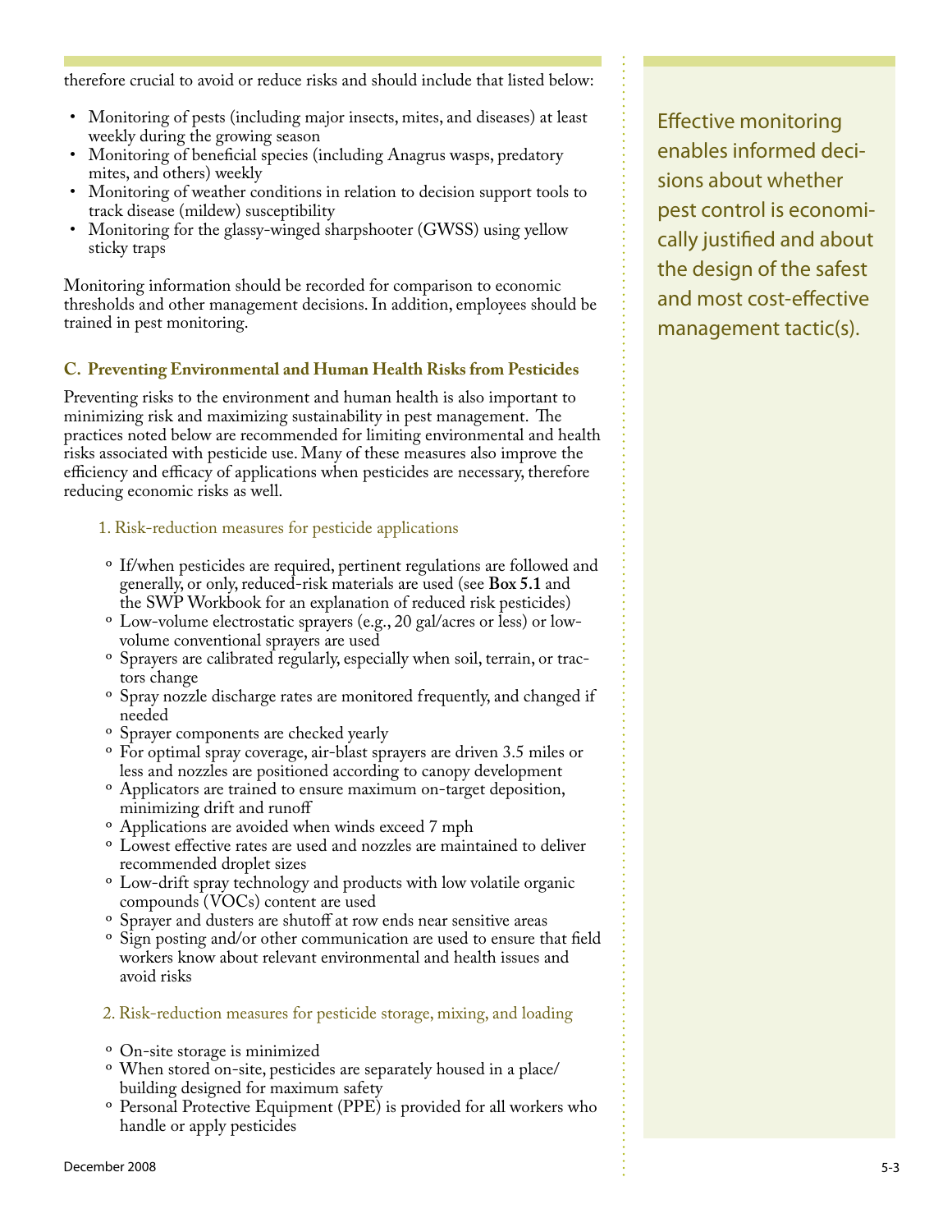therefore crucial to avoid or reduce risks and should include that listed below:

- Monitoring of pests (including major insects, mites, and diseases) at least weekly during the growing season
- Monitoring of beneficial species (including Anagrus wasps, predatory mites, and others) weekly
- Monitoring of weather conditions in relation to decision support tools to track disease (mildew) susceptibility
- Monitoring for the glassy-winged sharpshooter (GWSS) using yellow sticky traps

Monitoring information should be recorded for comparison to economic thresholds and other management decisions. In addition, employees should be trained in pest monitoring.

Effective monitoring enables informed decisions about whether pest control is economically justified and about the design of the safest and most cost-effective management tactic(s).

### C. Preventing Environmental and Human Health Risks from Pesticides

Preventing risks to the environment and human health is also important to minimizing risk and maximizing sustainability in pest management. The practices noted below are recommended for limiting environmental and health risks associated with pesticide use. Many of these measures also improve the efficiency and efficacy of applications when pesticides are necessary, therefore reducing economic risks as well.

#### 1. Risk-reduction measures for pesticide applications

- If/when pesticides are required, pertinent regulations are followed and generally, or only, reduced-risk materials are used (see **Box 5.1** and the SWP Workbook for an explanation of reduced risk pesticides)
- Low-volume electrostatic sprayers (e.g., 20 gal/acres or less) or low-volume conventional sprayers are used
- Sprayers are calibrated regularly, especially when soil, terrain, or tractors change
- Spray nozzle discharge rates are monitored frequently, and changed if needed
- Sprayer components are checked yearly
- For optimal spray coverage, air-blast sprayers are driven 3.5 miles or less and nozzles are positioned according to canopy development
- Applicators are trained to ensure maximum on-target deposition, minimizing drift and runoff
- Applications are avoided when winds exceed 7 mph
- Lowest effective rates are used and nozzles are maintained to deliver recommended droplet sizes
- Low-drift spray technology and products with low volatile organic compounds (VOCs) content are used
- Sprayer and dusters are shutoff at row ends near sensitive areas
- Sign posting and/or other communication are used to ensure that field workers know about relevant environmental and health issues and avoid risks

#### 2. Risk-reduction measures for pesticide storage, mixing, and loading

- On-site storage is minimized
- When stored on-site, pesticides are separately housed in a place/building designed for maximum safety
- Personal Protective Equipment (PPE) is provided for all workers who handle or apply pesticides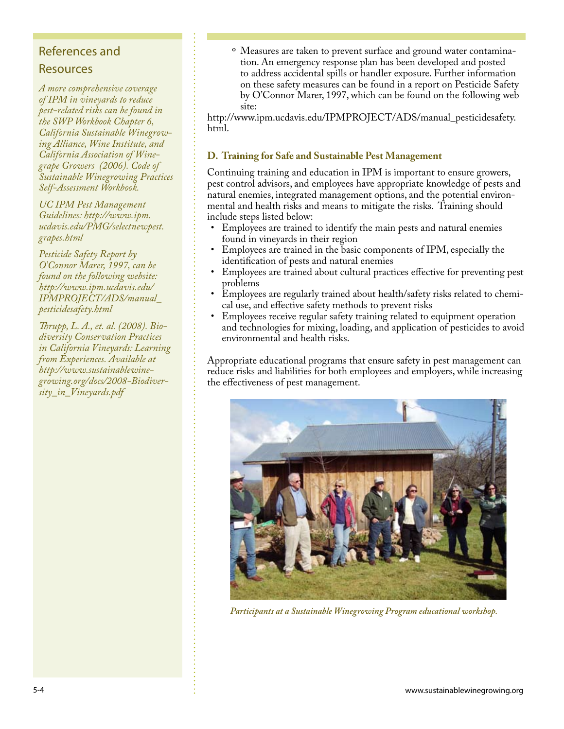## References and Resources

*A more comprehensive coverage of IPM in vineyards to reduce pest-related risks can be found in the SWP Workbook Chapter 6, California Sustainable Winegrowing Alliance, Wine Institute, and California Association of Winegrape Growers (2006). Code of Sustainable Winegrowing Practices Self-Assessment Workbook.*

*UC IPM Pest Management Guidelines: http://www.ipm.ucdavis.edu/PMG/selectnewpest.grapes.html*

*Pesticide Safety Report by O'Connor Marer, 1997, can be found on the following website: http://www.ipm.ucdavis.edu/IPMPROJECT/ADS/manual_pesticidesafety.html*

*Thrupp, L. A., et. al. (2008). Biodiversity Conservation Practices in California Vineyards: Learning from Experiences. Available at http://www.sustainablewinegrowing.org/docs/2008-Biodiversity_in_Vineyards.pdf*

- Measures are taken to prevent surface and ground water contamination. An emergency response plan has been developed and posted to address accidental spills or handler exposure. Further information on these safety measures can be found in a report on Pesticide Safety by O'Connor Marer, 1997, which can be found on the following web site:

http://www.ipm.ucdavis.edu/IPMPROJECT/ADS/manual_pesticidesafety.html.

### D. Training for Safe and Sustainable Pest Management

Continuing training and education in IPM is important to ensure growers, pest control advisors, and employees have appropriate knowledge of pests and natural enemies, integrated management options, and the potential environmental and health risks and means to mitigate the risks. Training should include steps listed below:

- Employees are trained to identify the main pests and natural enemies found in vineyards in their region
- Employees are trained in the basic components of IPM, especially the identification of pests and natural enemies
- Employees are trained about cultural practices effective for preventing pest problems
- Employees are regularly trained about health/safety risks related to chemical use, and effective safety methods to prevent risks
- Employees receive regular safety training related to equipment operation and technologies for mixing, loading, and application of pesticides to avoid environmental and health risks.

Appropriate educational programs that ensure safety in pest management can reduce risks and liabilities for both employees and employers, while increasing the effectiveness of pest management.

*Participants at a Sustainable Winegrowing Program educational workshop.*